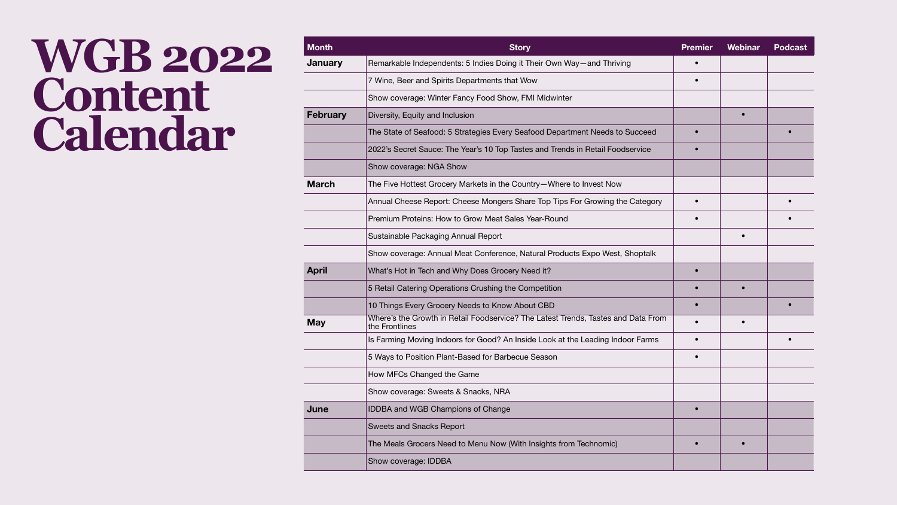# WGB 2022 Content Calendar

| Month | Story | Premier | Webinar | Podcast |
|---|---|---|---|---|
| January | Remarkable Independents: 5 Indies Doing it Their Own Way—and Thriving | • | | |
| | 7 Wine, Beer and Spirits Departments that Wow | • | | |
| | Show coverage: Winter Fancy Food Show, FMI Midwinter | | | |
| February | Diversity, Equity and Inclusion | | • | |
| | The State of Seafood: 5 Strategies Every Seafood Department Needs to Succeed | • | | • |
| | 2022's Secret Sauce: The Year's 10 Top Tastes and Trends in Retail Foodservice | • | | |
| | Show coverage: NGA Show | | | |
| March | The Five Hottest Grocery Markets in the Country—Where to Invest Now | | | |
| | Annual Cheese Report: Cheese Mongers Share Top Tips For Growing the Category | • | | • |
| | Premium Proteins: How to Grow Meat Sales Year-Round | • | | • |
| | Sustainable Packaging Annual Report | | • | |
| | Show coverage: Annual Meat Conference, Natural Products Expo West, Shoptalk | | | |
| April | What's Hot in Tech and Why Does Grocery Need it? | • | | |
| | 5 Retail Catering Operations Crushing the Competition | • | • | |
| | 10 Things Every Grocery Needs to Know About CBD | • | | • |
| May | Where's the Growth in Retail Foodservice? The Latest Trends, Tastes and Data From the Frontlines | • | • | |
| | Is Farming Moving Indoors for Good? An Inside Look at the Leading Indoor Farms | • | | • |
| | 5 Ways to Position Plant-Based for Barbecue Season | • | | |
| | How MFCs Changed the Game | | | |
| | Show coverage: Sweets & Snacks, NRA | | | |
| June | IDDBA and WGB Champions of Change | • | | |
| | Sweets and Snacks Report | | | |
| | The Meals Grocers Need to Menu Now (With Insights from Technomic) | • | • | |
| | Show coverage: IDDBA | | | |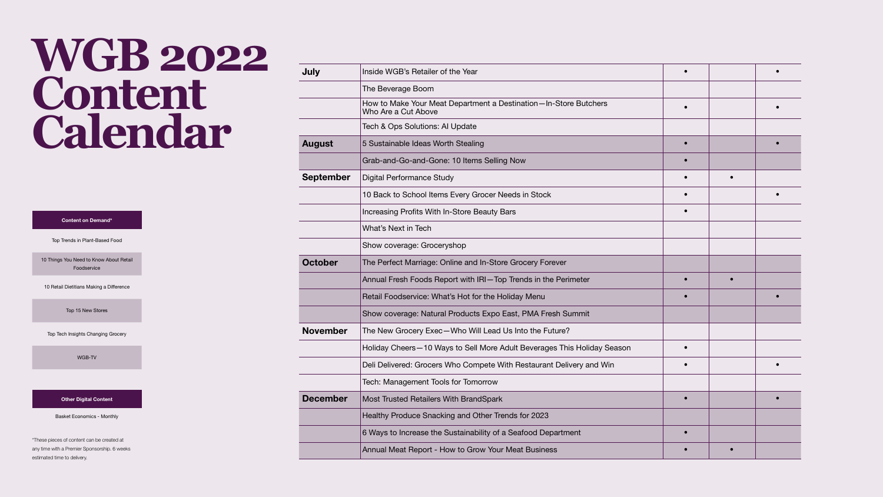# WGB 2022 Content Calendar

| | | | | |
|---|---|---|---|---|
| **July** | Inside WGB's Retailer of the Year | • | | • |
| | The Beverage Boom | | | |
| | How to Make Your Meat Department a Destination—In-Store Butchers Who Are a Cut Above | • | | • |
| | Tech & Ops Solutions: AI Update | | | |
| **August** | 5 Sustainable Ideas Worth Stealing | • | | • |
| | Grab-and-Go-and-Gone: 10 Items Selling Now | • | | |
| **September** | Digital Performance Study | • | • | |
| | 10 Back to School Items Every Grocer Needs in Stock | • | | • |
| | Increasing Profits With In-Store Beauty Bars | • | | |
| | What's Next in Tech | | | |
| | Show coverage: Groceryshop | | | |
| **October** | The Perfect Marriage: Online and In-Store Grocery Forever | | | |
| | Annual Fresh Foods Report with IRI—Top Trends in the Perimeter | • | • | |
| | Retail Foodservice: What's Hot for the Holiday Menu | • | | • |
| | Show coverage: Natural Products Expo East, PMA Fresh Summit | | | |
| **November** | The New Grocery Exec—Who Will Lead Us Into the Future? | | | |
| | Holiday Cheers—10 Ways to Sell More Adult Beverages This Holiday Season | • | | |
| | Deli Delivered: Grocers Who Compete With Restaurant Delivery and Win | • | | • |
| | Tech: Management Tools for Tomorrow | | | |
| **December** | Most Trusted Retailers With BrandSpark | • | | • |
| | Healthy Produce Snacking and Other Trends for 2023 | | | |
| | 6 Ways to Increase the Sustainability of a Seafood Department | • | | |
| | Annual Meat Report - How to Grow Your Meat Business | • | • | |

**Content on Demand***

- Top Trends in Plant-Based Food
- 10 Things You Need to Know About Retail Foodservice
- 10 Retail Dietitians Making a Difference
- Top 15 New Stores
- Top Tech Insights Changing Grocery
- WGB-TV

**Other Digital Content**

- Basket Economics - Monthly

*These pieces of content can be created at any time with a Premier Sponsorship. 6 weeks estimated time to delivery.